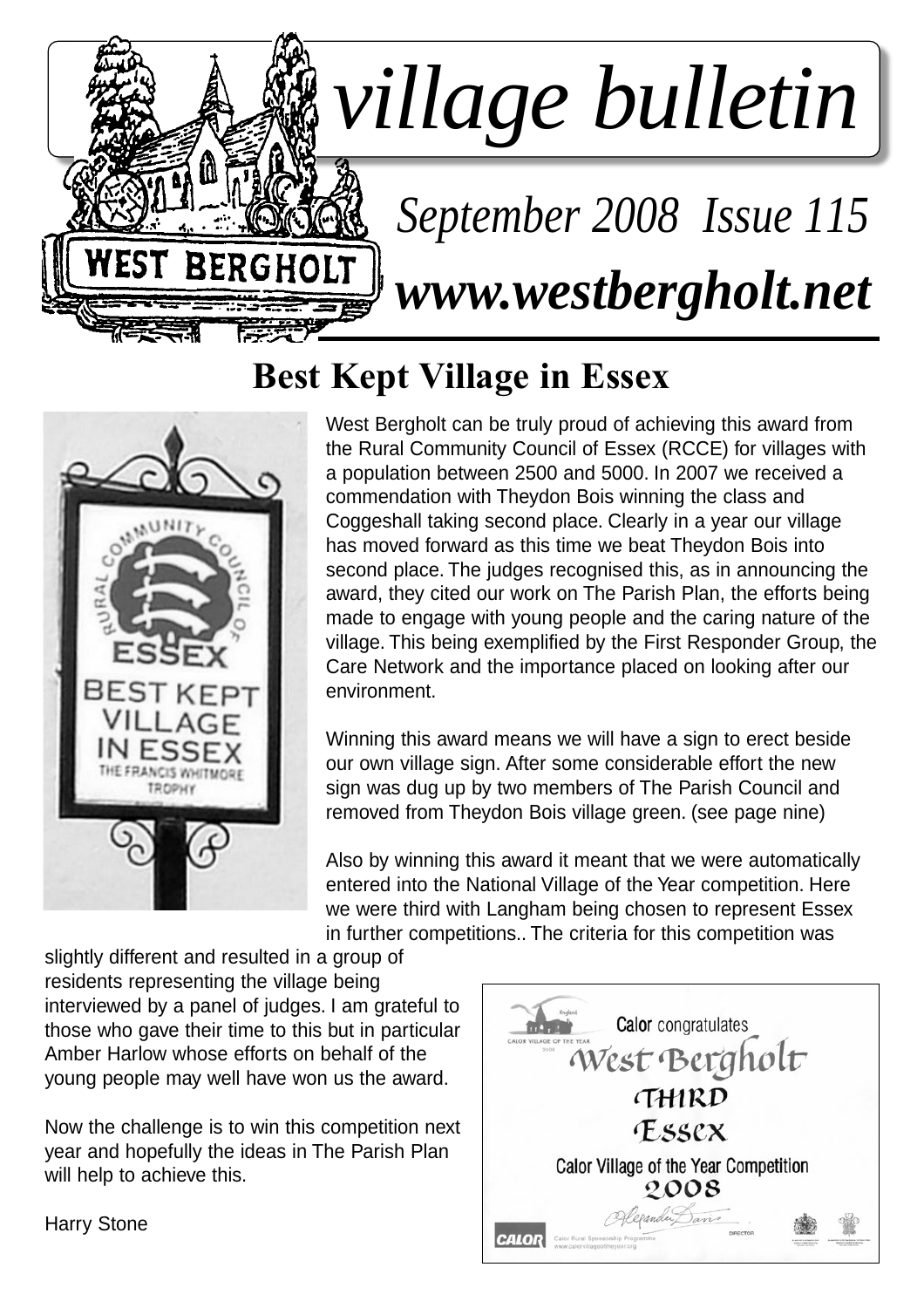# village bulletin

*September 2008 Issue 115*

***www.westbergholt.net***

## Best Kept Village in Essex

West Bergholt can be truly proud of achieving this award from the Rural Community Council of Essex (RCCE) for villages with a population between 2500 and 5000. In 2007 we received a commendation with Theydon Bois winning the class and Coggeshall taking second place. Clearly in a year our village has moved forward as this time we beat Theydon Bois into second place. The judges recognised this, as in announcing the award, they cited our work on The Parish Plan, the efforts being made to engage with young people and the caring nature of the village. This being exemplified by the First Responder Group, the Care Network and the importance placed on looking after our environment.

Winning this award means we will have a sign to erect beside our own village sign. After some considerable effort the new sign was dug up by two members of The Parish Council and removed from Theydon Bois village green. (see page nine)

Also by winning this award it meant that we were automatically entered into the National Village of the Year competition. Here we were third with Langham being chosen to represent Essex in further competitions.. The criteria for this competition was slightly different and resulted in a group of residents representing the village being interviewed by a panel of judges. I am grateful to those who gave their time to this but in particular Amber Harlow whose efforts on behalf of the young people may well have won us the award.

Now the challenge is to win this competition next year and hopefully the ideas in The Parish Plan will help to achieve this.

Harry Stone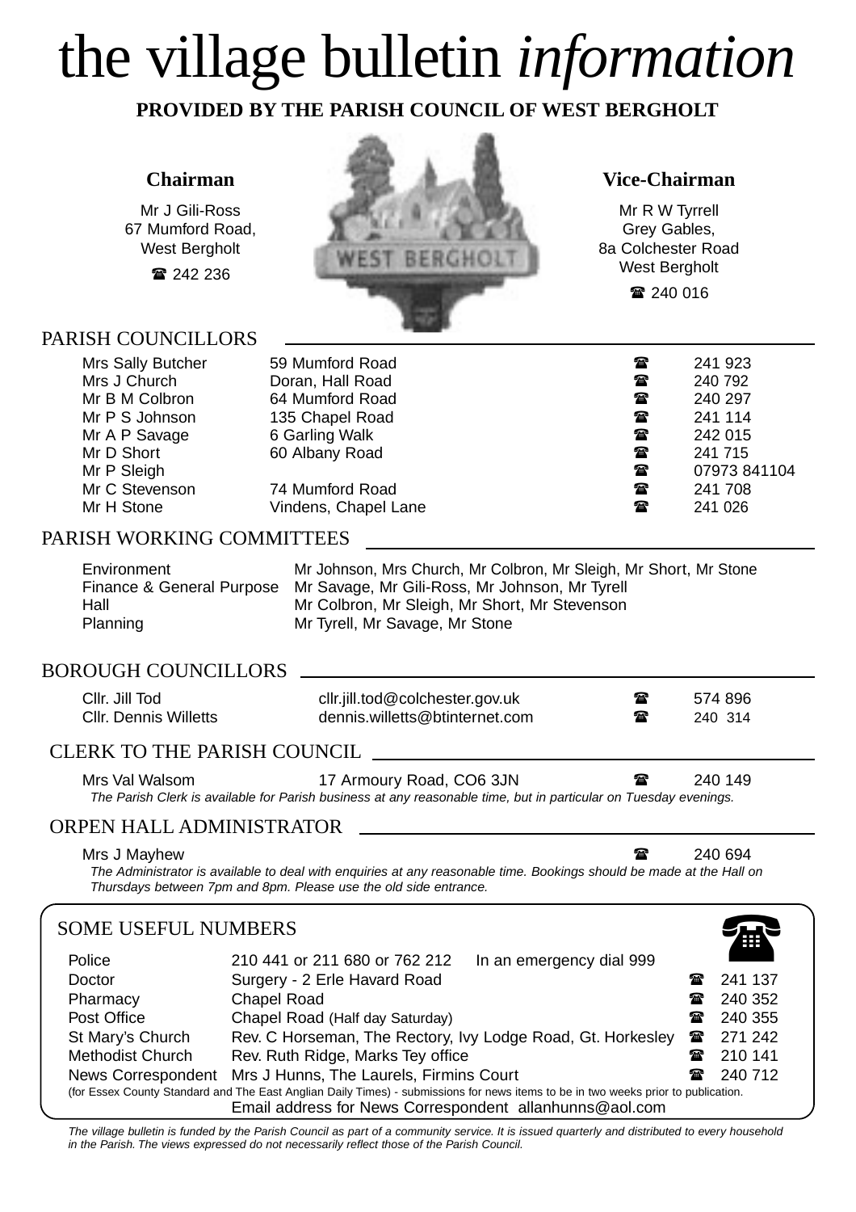# the village bulletin *information*

**PROVIDED BY THE PARISH COUNCIL OF WEST BERGHOLT**

### Chairman

Mr J Gili-Ross
67 Mumford Road,
West Bergholt
☎ 242 236

### Vice-Chairman

Mr R W Tyrrell
Grey Gables,
8a Colchester Road
West Bergholt
☎ 240 016

## PARISH COUNCILLORS

| Name | Address | Phone |
|---|---|---|
| Mrs Sally Butcher | 59 Mumford Road | 241 923 |
| Mrs J Church | Doran, Hall Road | 240 792 |
| Mr B M Colbron | 64 Mumford Road | 240 297 |
| Mr P S Johnson | 135 Chapel Road | 241 114 |
| Mr A P Savage | 6 Garling Walk | 242 015 |
| Mr D Short | 60 Albany Road | 241 715 |
| Mr P Sleigh | | 07973 841104 |
| Mr C Stevenson | 74 Mumford Road | 241 708 |
| Mr H Stone | Vindens, Chapel Lane | 241 026 |

## PARISH WORKING COMMITTEES

| Committee | Members |
|---|---|
| Environment | Mr Johnson, Mrs Church, Mr Colbron, Mr Sleigh, Mr Short, Mr Stone |
| Finance & General Purpose | Mr Savage, Mr Gili-Ross, Mr Johnson, Mr Tyrell |
| Hall | Mr Colbron, Mr Sleigh, Mr Short, Mr Stevenson |
| Planning | Mr Tyrell, Mr Savage, Mr Stone |

## BOROUGH COUNCILLORS

| Name | Email | Phone |
|---|---|---|
| Cllr. Jill Tod | cllr.jill.tod@colchester.gov.uk | 574 896 |
| Cllr. Dennis Willetts | dennis.willetts@btinternet.com | 240 314 |

## CLERK TO THE PARISH COUNCIL

Mrs Val Walsom — 17 Armoury Road, CO6 3JN — ☎ 240 149

*The Parish Clerk is available for Parish business at any reasonable time, but in particular on Tuesday evenings.*

## ORPEN HALL ADMINISTRATOR

Mrs J Mayhew — ☎ 240 694

*The Administrator is available to deal with enquiries at any reasonable time. Bookings should be made at the Hall on Thursdays between 7pm and 8pm. Please use the old side entrance.*

## SOME USEFUL NUMBERS

| Service | Details | Phone |
|---|---|---|
| Police | 210 441 or 211 680 or 762 212 In an emergency dial 999 | |
| Doctor | Surgery - 2 Erle Havard Road | 241 137 |
| Pharmacy | Chapel Road | 240 352 |
| Post Office | Chapel Road (Half day Saturday) | 240 355 |
| St Mary's Church | Rev. C Horseman, The Rectory, Ivy Lodge Road, Gt. Horkesley | 271 242 |
| Methodist Church | Rev. Ruth Ridge, Marks Tey office | 210 141 |
| News Correspondent | Mrs J Hunns, The Laurels, Firmins Court | 240 712 |

(for Essex County Standard and The East Anglian Daily Times) - submissions for news items to be in two weeks prior to publication.
Email address for News Correspondent allanhunns@aol.com

*The village bulletin is funded by the Parish Council as part of a community service. It is issued quarterly and distributed to every household in the Parish. The views expressed do not necessarily reflect those of the Parish Council.*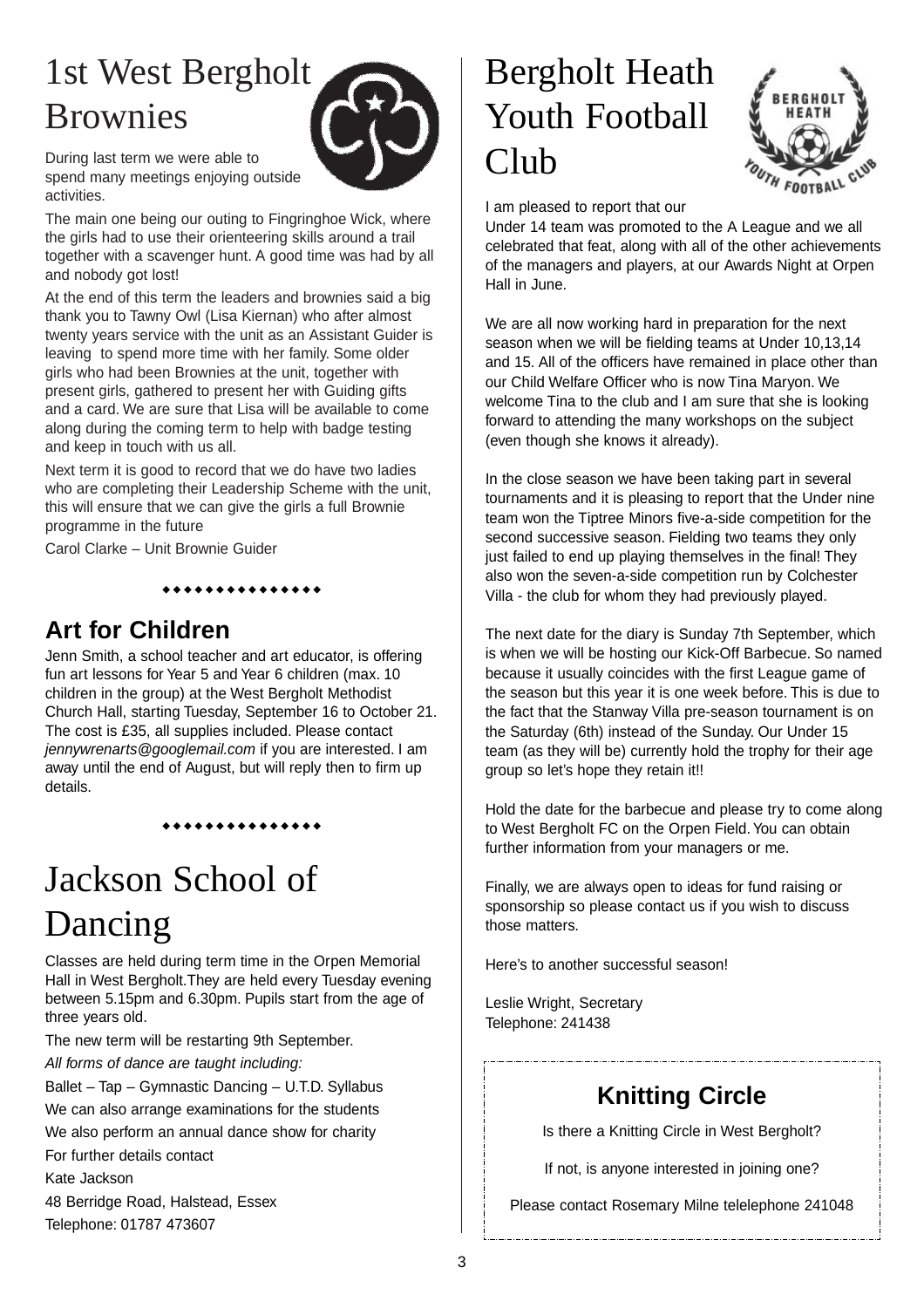# 1st West Bergholt Brownies

During last term we were able to spend many meetings enjoying outside activities.

The main one being our outing to Fingringhoe Wick, where the girls had to use their orienteering skills around a trail together with a scavenger hunt. A good time was had by all and nobody got lost!

At the end of this term the leaders and brownies said a big thank you to Tawny Owl (Lisa Kiernan) who after almost twenty years service with the unit as an Assistant Guider is leaving to spend more time with her family. Some older girls who had been Brownies at the unit, together with present girls, gathered to present her with Guiding gifts and a card. We are sure that Lisa will be available to come along during the coming term to help with badge testing and keep in touch with us all.

Next term it is good to record that we do have two ladies who are completing their Leadership Scheme with the unit, this will ensure that we can give the girls a full Brownie programme in the future

Carol Clarke – Unit Brownie Guider

◆◆◆◆◆◆◆◆◆◆◆◆◆◆◆

## Art for Children

Jenn Smith, a school teacher and art educator, is offering fun art lessons for Year 5 and Year 6 children (max. 10 children in the group) at the West Bergholt Methodist Church Hall, starting Tuesday, September 16 to October 21. The cost is £35, all supplies included. Please contact *jennywrenarts@googlemail.com* if you are interested. I am away until the end of August, but will reply then to firm up details.

◆◆◆◆◆◆◆◆◆◆◆◆◆◆◆

# Jackson School of Dancing

Classes are held during term time in the Orpen Memorial Hall in West Bergholt.They are held every Tuesday evening between 5.15pm and 6.30pm. Pupils start from the age of three years old.

The new term will be restarting 9th September.

*All forms of dance are taught including:*

Ballet – Tap – Gymnastic Dancing – U.T.D. Syllabus

We can also arrange examinations for the students

We also perform an annual dance show for charity

For further details contact

Kate Jackson

48 Berridge Road, Halstead, Essex

Telephone: 01787 473607

# Bergholt Heath Youth Football Club

I am pleased to report that our Under 14 team was promoted to the A League and we all celebrated that feat, along with all of the other achievements of the managers and players, at our Awards Night at Orpen Hall in June.

We are all now working hard in preparation for the next season when we will be fielding teams at Under 10,13,14 and 15. All of the officers have remained in place other than our Child Welfare Officer who is now Tina Maryon. We welcome Tina to the club and I am sure that she is looking forward to attending the many workshops on the subject (even though she knows it already).

In the close season we have been taking part in several tournaments and it is pleasing to report that the Under nine team won the Tiptree Minors five-a-side competition for the second successive season. Fielding two teams they only just failed to end up playing themselves in the final! They also won the seven-a-side competition run by Colchester Villa - the club for whom they had previously played.

The next date for the diary is Sunday 7th September, which is when we will be hosting our Kick-Off Barbecue. So named because it usually coincides with the first League game of the season but this year it is one week before. This is due to the fact that the Stanway Villa pre-season tournament is on the Saturday (6th) instead of the Sunday. Our Under 15 team (as they will be) currently hold the trophy for their age group so let's hope they retain it!!

Hold the date for the barbecue and please try to come along to West Bergholt FC on the Orpen Field. You can obtain further information from your managers or me.

Finally, we are always open to ideas for fund raising or sponsorship so please contact us if you wish to discuss those matters.

Here's to another successful season!

Leslie Wright, Secretary
Telephone: 241438

## Knitting Circle

Is there a Knitting Circle in West Bergholt?

If not, is anyone interested in joining one?

Please contact Rosemary Milne telelephone 241048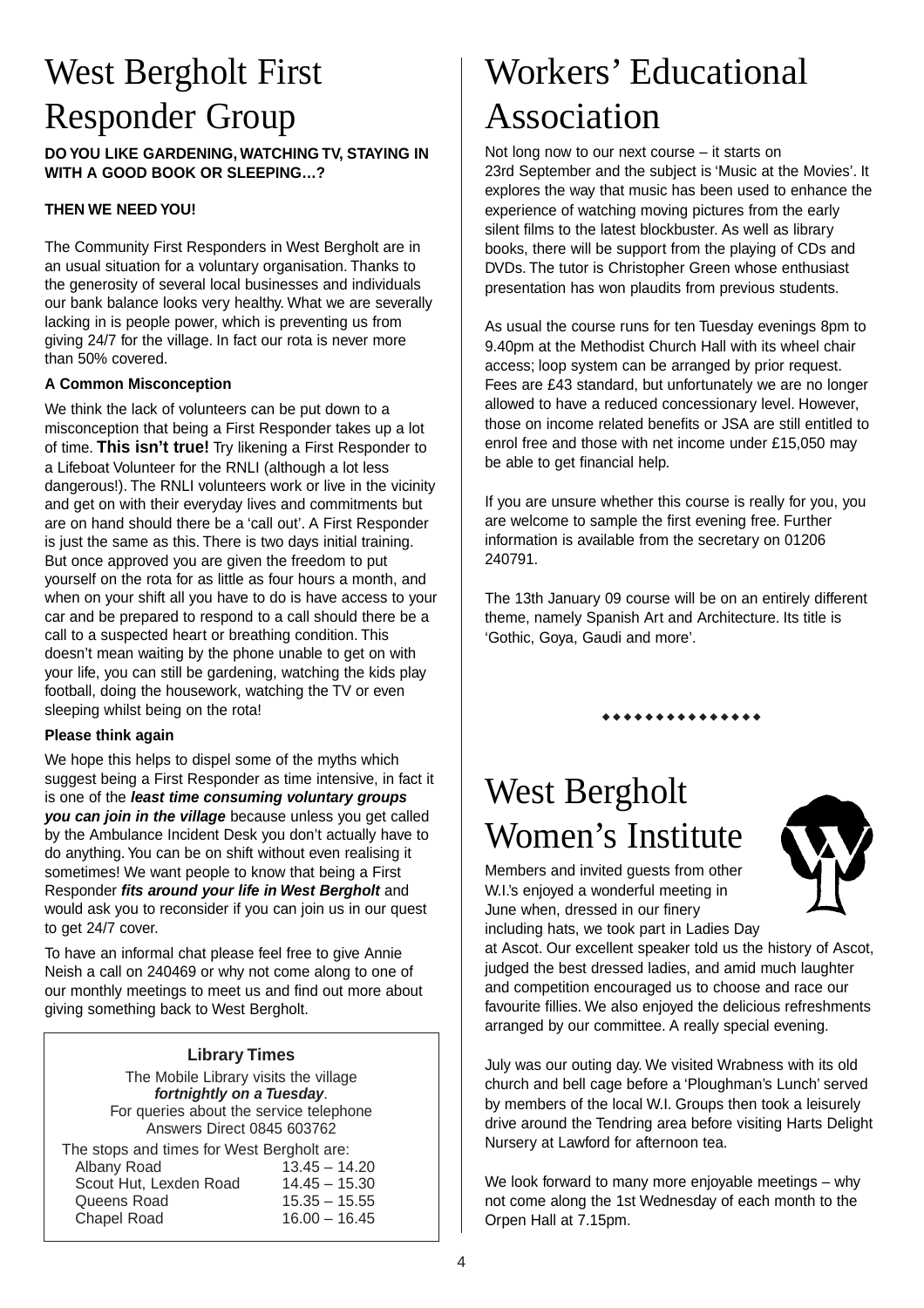# West Bergholt First Responder Group

**DO YOU LIKE GARDENING, WATCHING TV, STAYING IN WITH A GOOD BOOK OR SLEEPING…?**

**THEN WE NEED YOU!**

The Community First Responders in West Bergholt are in an usual situation for a voluntary organisation. Thanks to the generosity of several local businesses and individuals our bank balance looks very healthy. What we are severally lacking in is people power, which is preventing us from giving 24/7 for the village. In fact our rota is never more than 50% covered.

**A Common Misconception**

We think the lack of volunteers can be put down to a misconception that being a First Responder takes up a lot of time. **This isn't true!** Try likening a First Responder to a Lifeboat Volunteer for the RNLI (although a lot less dangerous!). The RNLI volunteers work or live in the vicinity and get on with their everyday lives and commitments but are on hand should there be a 'call out'. A First Responder is just the same as this. There is two days initial training. But once approved you are given the freedom to put yourself on the rota for as little as four hours a month, and when on your shift all you have to do is have access to your car and be prepared to respond to a call should there be a call to a suspected heart or breathing condition. This doesn't mean waiting by the phone unable to get on with your life, you can still be gardening, watching the kids play football, doing the housework, watching the TV or even sleeping whilst being on the rota!

**Please think again**

We hope this helps to dispel some of the myths which suggest being a First Responder as time intensive, in fact it is one of the ***least time consuming voluntary groups you can join in the village*** because unless you get called by the Ambulance Incident Desk you don't actually have to do anything. You can be on shift without even realising it sometimes! We want people to know that being a First Responder ***fits around your life in West Bergholt*** and would ask you to reconsider if you can join us in our quest to get 24/7 cover.

To have an informal chat please feel free to give Annie Neish a call on 240469 or why not come along to one of our monthly meetings to meet us and find out more about giving something back to West Bergholt.

**Library Times**

The Mobile Library visits the village ***fortnightly on a Tuesday***.
For queries about the service telephone Answers Direct 0845 603762

The stops and times for West Bergholt are:

| Stop | Time |
|---|---|
| Albany Road | 13.45 – 14.20 |
| Scout Hut, Lexden Road | 14.45 – 15.30 |
| Queens Road | 15.35 – 15.55 |
| Chapel Road | 16.00 – 16.45 |

# Workers' Educational Association

Not long now to our next course – it starts on 23rd September and the subject is 'Music at the Movies'. It explores the way that music has been used to enhance the experience of watching moving pictures from the early silent films to the latest blockbuster. As well as library books, there will be support from the playing of CDs and DVDs. The tutor is Christopher Green whose enthusiast presentation has won plaudits from previous students.

As usual the course runs for ten Tuesday evenings 8pm to 9.40pm at the Methodist Church Hall with its wheel chair access; loop system can be arranged by prior request. Fees are £43 standard, but unfortunately we are no longer allowed to have a reduced concessionary level. However, those on income related benefits or JSA are still entitled to enrol free and those with net income under £15,050 may be able to get financial help.

If you are unsure whether this course is really for you, you are welcome to sample the first evening free. Further information is available from the secretary on 01206 240791.

The 13th January 09 course will be on an entirely different theme, namely Spanish Art and Architecture. Its title is 'Gothic, Goya, Gaudi and more'.

# West Bergholt Women's Institute

Members and invited guests from other W.I.'s enjoyed a wonderful meeting in June when, dressed in our finery including hats, we took part in Ladies Day at Ascot. Our excellent speaker told us the history of Ascot, judged the best dressed ladies, and amid much laughter and competition encouraged us to choose and race our favourite fillies. We also enjoyed the delicious refreshments arranged by our committee. A really special evening.

July was our outing day. We visited Wrabness with its old church and bell cage before a 'Ploughman's Lunch' served by members of the local W.I. Groups then took a leisurely drive around the Tendring area before visiting Harts Delight Nursery at Lawford for afternoon tea.

We look forward to many more enjoyable meetings – why not come along the 1st Wednesday of each month to the Orpen Hall at 7.15pm.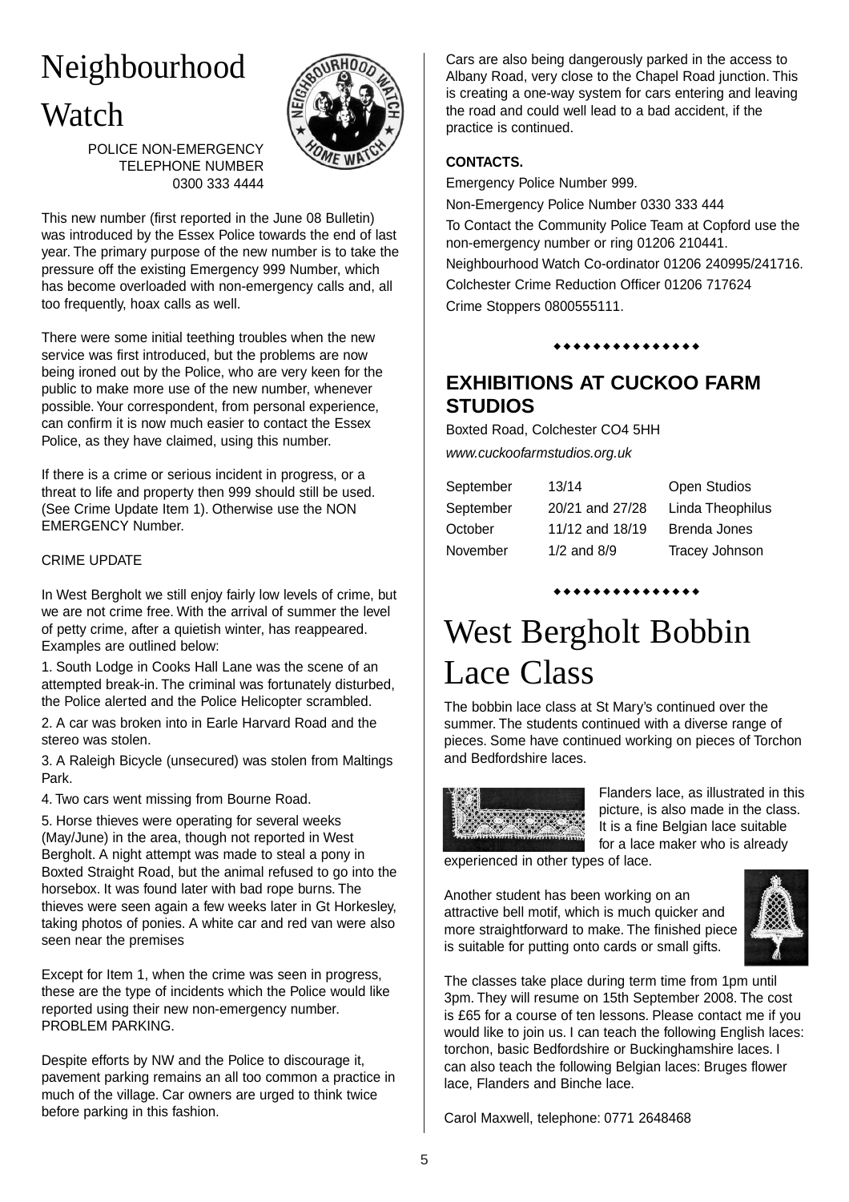# Neighbourhood Watch

POLICE NON-EMERGENCY TELEPHONE NUMBER 0300 333 4444

This new number (first reported in the June 08 Bulletin) was introduced by the Essex Police towards the end of last year. The primary purpose of the new number is to take the pressure off the existing Emergency 999 Number, which has become overloaded with non-emergency calls and, all too frequently, hoax calls as well.

There were some initial teething troubles when the new service was first introduced, but the problems are now being ironed out by the Police, who are very keen for the public to make more use of the new number, whenever possible. Your correspondent, from personal experience, can confirm it is now much easier to contact the Essex Police, as they have claimed, using this number.

If there is a crime or serious incident in progress, or a threat to life and property then 999 should still be used. (See Crime Update Item 1). Otherwise use the NON EMERGENCY Number.

CRIME UPDATE

In West Bergholt we still enjoy fairly low levels of crime, but we are not crime free. With the arrival of summer the level of petty crime, after a quietish winter, has reappeared. Examples are outlined below:

1. South Lodge in Cooks Hall Lane was the scene of an attempted break-in. The criminal was fortunately disturbed, the Police alerted and the Police Helicopter scrambled.
2. A car was broken into in Earle Harvard Road and the stereo was stolen.
3. A Raleigh Bicycle (unsecured) was stolen from Maltings Park.
4. Two cars went missing from Bourne Road.
5. Horse thieves were operating for several weeks (May/June) in the area, though not reported in West Bergholt. A night attempt was made to steal a pony in Boxted Straight Road, but the animal refused to go into the horsebox. It was found later with bad rope burns. The thieves were seen again a few weeks later in Gt Horkesley, taking photos of ponies. A white car and red van were also seen near the premises

Except for Item 1, when the crime was seen in progress, these are the type of incidents which the Police would like reported using their new non-emergency number.

PROBLEM PARKING.

Despite efforts by NW and the Police to discourage it, pavement parking remains an all too common a practice in much of the village. Car owners are urged to think twice before parking in this fashion.

Cars are also being dangerously parked in the access to Albany Road, very close to the Chapel Road junction. This is creating a one-way system for cars entering and leaving the road and could well lead to a bad accident, if the practice is continued.

**CONTACTS.**

Emergency Police Number 999.

Non-Emergency Police Number 0330 333 444

To Contact the Community Police Team at Copford use the non-emergency number or ring 01206 210441.

Neighbourhood Watch Co-ordinator 01206 240995/241716.

Colchester Crime Reduction Officer 01206 717624

Crime Stoppers 0800555111.

◆◆◆◆◆◆◆◆◆◆◆◆◆◆◆

## EXHIBITIONS AT CUCKOO FARM STUDIOS

Boxted Road, Colchester CO4 5HH

*www.cuckoofarmstudios.org.uk*

| | | |
|---|---|---|
| September | 13/14 | Open Studios |
| September | 20/21 and 27/28 | Linda Theophilus |
| October | 11/12 and 18/19 | Brenda Jones |
| November | 1/2 and 8/9 | Tracey Johnson |

◆◆◆◆◆◆◆◆◆◆◆◆◆◆◆

# West Bergholt Bobbin Lace Class

The bobbin lace class at St Mary's continued over the summer. The students continued with a diverse range of pieces. Some have continued working on pieces of Torchon and Bedfordshire laces.

Flanders lace, as illustrated in this picture, is also made in the class. It is a fine Belgian lace suitable for a lace maker who is already experienced in other types of lace.

Another student has been working on an attractive bell motif, which is much quicker and more straightforward to make. The finished piece is suitable for putting onto cards or small gifts.

The classes take place during term time from 1pm until 3pm. They will resume on 15th September 2008. The cost is £65 for a course of ten lessons. Please contact me if you would like to join us. I can teach the following English laces: torchon, basic Bedfordshire or Buckinghamshire laces. I can also teach the following Belgian laces: Bruges flower lace, Flanders and Binche lace.

Carol Maxwell, telephone: 0771 2648468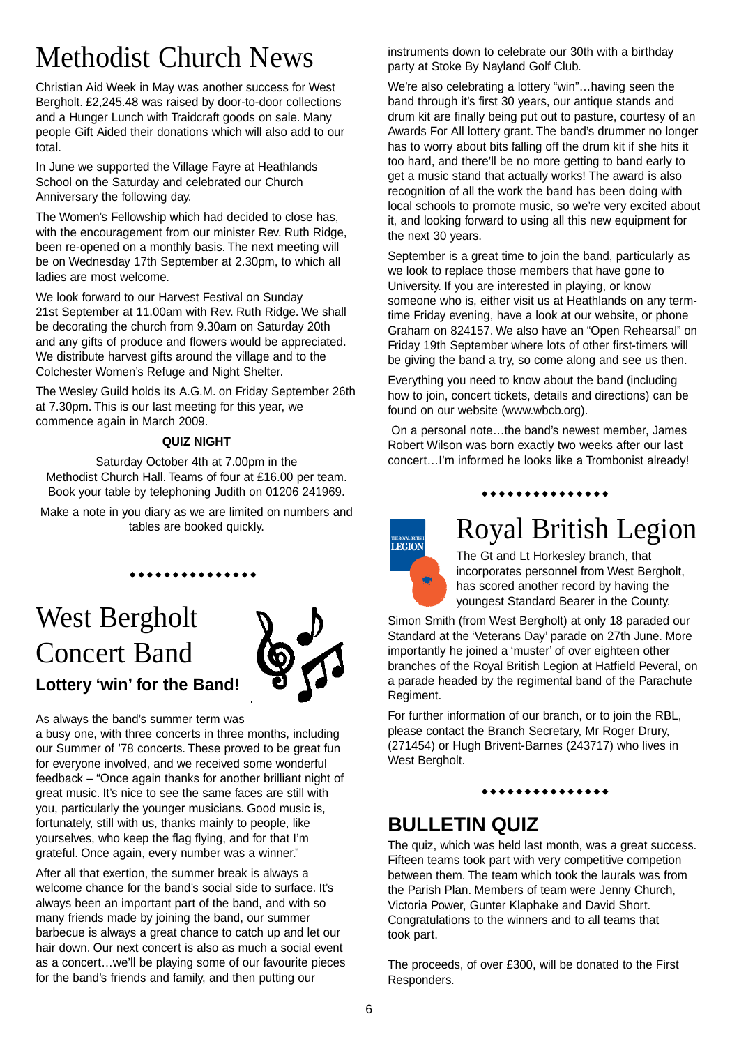# Methodist Church News

Christian Aid Week in May was another success for West Bergholt. £2,245.48 was raised by door-to-door collections and a Hunger Lunch with Traidcraft goods on sale. Many people Gift Aided their donations which will also add to our total.

In June we supported the Village Fayre at Heathlands School on the Saturday and celebrated our Church Anniversary the following day.

The Women's Fellowship which had decided to close has, with the encouragement from our minister Rev. Ruth Ridge, been re-opened on a monthly basis. The next meeting will be on Wednesday 17th September at 2.30pm, to which all ladies are most welcome.

We look forward to our Harvest Festival on Sunday 21st September at 11.00am with Rev. Ruth Ridge. We shall be decorating the church from 9.30am on Saturday 20th and any gifts of produce and flowers would be appreciated. We distribute harvest gifts around the village and to the Colchester Women's Refuge and Night Shelter.

The Wesley Guild holds its A.G.M. on Friday September 26th at 7.30pm. This is our last meeting for this year, we commence again in March 2009.

**QUIZ NIGHT**

Saturday October 4th at 7.00pm in the Methodist Church Hall. Teams of four at £16.00 per team. Book your table by telephoning Judith on 01206 241969.

Make a note in you diary as we are limited on numbers and tables are booked quickly.

◆◆◆◆◆◆◆◆◆◆◆◆◆◆◆

# West Bergholt Concert Band

### Lottery 'win' for the Band!

As always the band's summer term was a busy one, with three concerts in three months, including our Summer of '78 concerts. These proved to be great fun for everyone involved, and we received some wonderful feedback – "Once again thanks for another brilliant night of great music. It's nice to see the same faces are still with you, particularly the younger musicians. Good music is, fortunately, still with us, thanks mainly to people, like yourselves, who keep the flag flying, and for that I'm grateful. Once again, every number was a winner."

After all that exertion, the summer break is always a welcome chance for the band's social side to surface. It's always been an important part of the band, and with so many friends made by joining the band, our summer barbecue is always a great chance to catch up and let our hair down. Our next concert is also as much a social event as a concert…we'll be playing some of our favourite pieces for the band's friends and family, and then putting our instruments down to celebrate our 30th with a birthday party at Stoke By Nayland Golf Club.

We're also celebrating a lottery "win"…having seen the band through it's first 30 years, our antique stands and drum kit are finally being put out to pasture, courtesy of an Awards For All lottery grant. The band's drummer no longer has to worry about bits falling off the drum kit if she hits it too hard, and there'll be no more getting to band early to get a music stand that actually works! The award is also recognition of all the work the band has been doing with local schools to promote music, so we're very excited about it, and looking forward to using all this new equipment for the next 30 years.

September is a great time to join the band, particularly as we look to replace those members that have gone to University. If you are interested in playing, or know someone who is, either visit us at Heathlands on any term-time Friday evening, have a look at our website, or phone Graham on 824157. We also have an "Open Rehearsal" on Friday 19th September where lots of other first-timers will be giving the band a try, so come along and see us then.

Everything you need to know about the band (including how to join, concert tickets, details and directions) can be found on our website (www.wbcb.org).

On a personal note…the band's newest member, James Robert Wilson was born exactly two weeks after our last concert…I'm informed he looks like a Trombonist already!

◆◆◆◆◆◆◆◆◆◆◆◆◆◆◆

# Royal British Legion

The Gt and Lt Horkesley branch, that incorporates personnel from West Bergholt, has scored another record by having the youngest Standard Bearer in the County.

Simon Smith (from West Bergholt) at only 18 paraded our Standard at the 'Veterans Day' parade on 27th June. More importantly he joined a 'muster' of over eighteen other branches of the Royal British Legion at Hatfield Peveral, on a parade headed by the regimental band of the Parachute Regiment.

For further information of our branch, or to join the RBL, please contact the Branch Secretary, Mr Roger Drury, (271454) or Hugh Brivent-Barnes (243717) who lives in West Bergholt.

◆◆◆◆◆◆◆◆◆◆◆◆◆◆◆

## BULLETIN QUIZ

The quiz, which was held last month, was a great success. Fifteen teams took part with very competitive competion between them. The team which took the laurals was from the Parish Plan. Members of team were Jenny Church, Victoria Power, Gunter Klaphake and David Short. Congratulations to the winners and to all teams that took part.

The proceeds, of over £300, will be donated to the First Responders.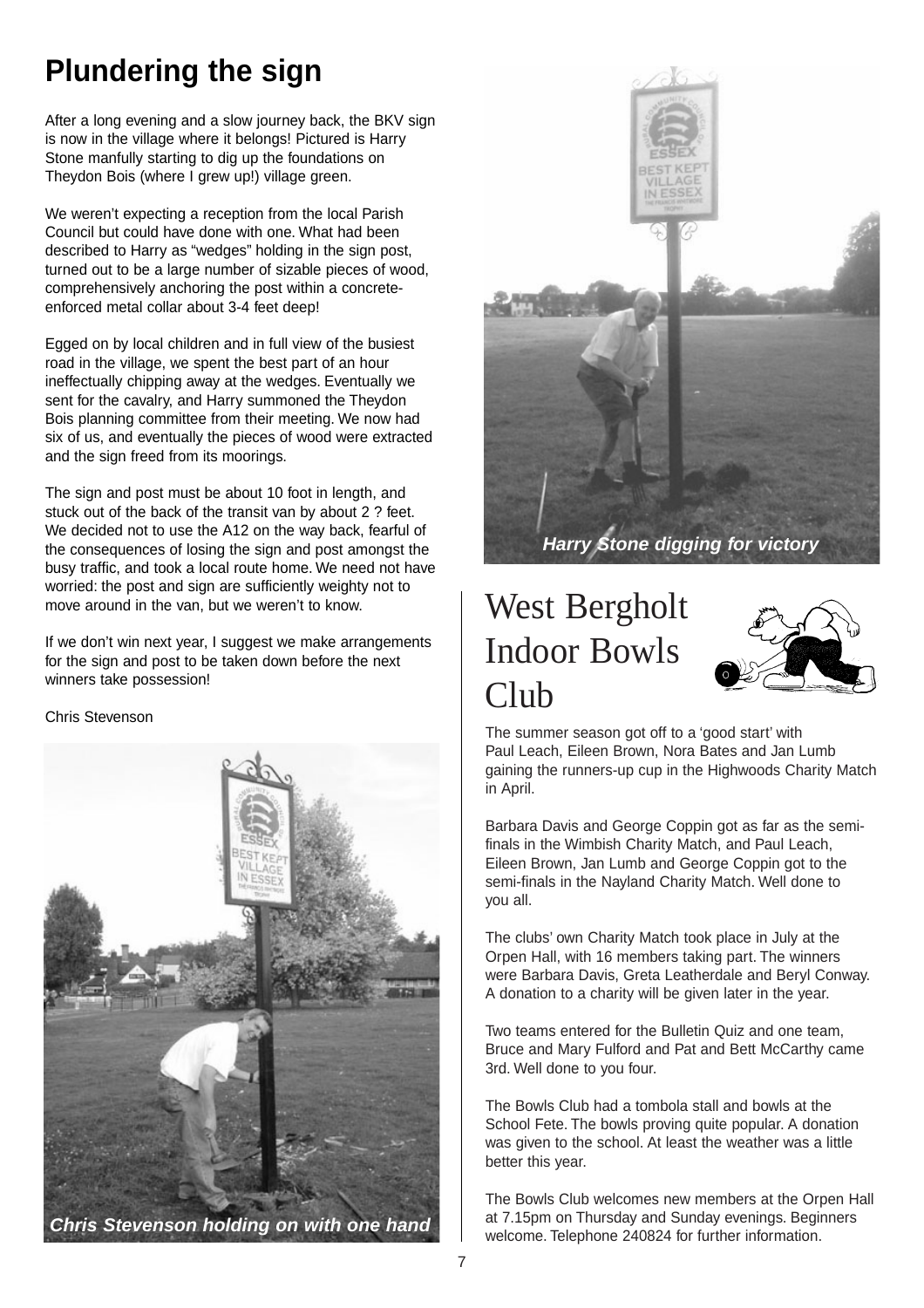# Plundering the sign

After a long evening and a slow journey back, the BKV sign is now in the village where it belongs! Pictured is Harry Stone manfully starting to dig up the foundations on Theydon Bois (where I grew up!) village green.

We weren't expecting a reception from the local Parish Council but could have done with one. What had been described to Harry as "wedges" holding in the sign post, turned out to be a large number of sizable pieces of wood, comprehensively anchoring the post within a concrete-enforced metal collar about 3-4 feet deep!

Egged on by local children and in full view of the busiest road in the village, we spent the best part of an hour ineffectually chipping away at the wedges. Eventually we sent for the cavalry, and Harry summoned the Theydon Bois planning committee from their meeting. We now had six of us, and eventually the pieces of wood were extracted and the sign freed from its moorings.

The sign and post must be about 10 foot in length, and stuck out of the back of the transit van by about 2 ? feet. We decided not to use the A12 on the way back, fearful of the consequences of losing the sign and post amongst the busy traffic, and took a local route home. We need not have worried: the post and sign are sufficiently weighty not to move around in the van, but we weren't to know.

If we don't win next year, I suggest we make arrangements for the sign and post to be taken down before the next winners take possession!

Chris Stevenson

*Chris Stevenson holding on with one hand*

*Harry Stone digging for victory*

# West Bergholt Indoor Bowls Club

The summer season got off to a 'good start' with Paul Leach, Eileen Brown, Nora Bates and Jan Lumb gaining the runners-up cup in the Highwoods Charity Match in April.

Barbara Davis and George Coppin got as far as the semi-finals in the Wimbish Charity Match, and Paul Leach, Eileen Brown, Jan Lumb and George Coppin got to the semi-finals in the Nayland Charity Match. Well done to you all.

The clubs' own Charity Match took place in July at the Orpen Hall, with 16 members taking part. The winners were Barbara Davis, Greta Leatherdale and Beryl Conway. A donation to a charity will be given later in the year.

Two teams entered for the Bulletin Quiz and one team, Bruce and Mary Fulford and Pat and Bett McCarthy came 3rd. Well done to you four.

The Bowls Club had a tombola stall and bowls at the School Fete. The bowls proving quite popular. A donation was given to the school. At least the weather was a little better this year.

The Bowls Club welcomes new members at the Orpen Hall at 7.15pm on Thursday and Sunday evenings. Beginners welcome. Telephone 240824 for further information.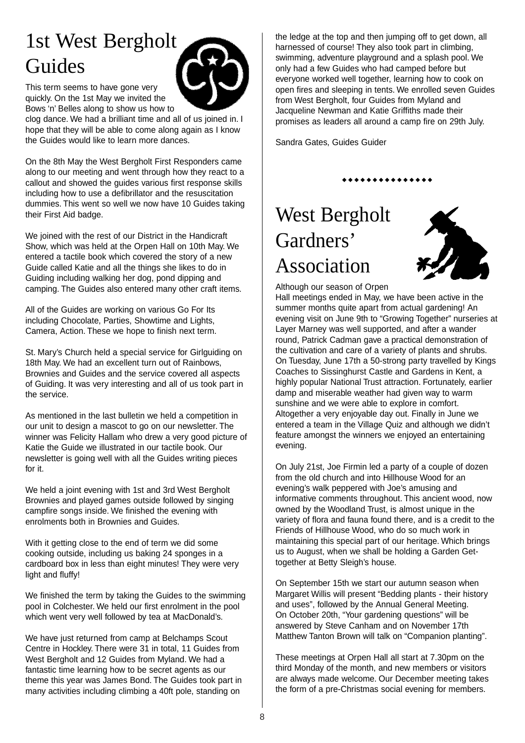# 1st West Bergholt Guides

This term seems to have gone very quickly. On the 1st May we invited the Bows 'n' Belles along to show us how to clog dance. We had a brilliant time and all of us joined in. I hope that they will be able to come along again as I know the Guides would like to learn more dances.

On the 8th May the West Bergholt First Responders came along to our meeting and went through how they react to a callout and showed the guides various first response skills including how to use a defibrillator and the resuscitation dummies. This went so well we now have 10 Guides taking their First Aid badge.

We joined with the rest of our District in the Handicraft Show, which was held at the Orpen Hall on 10th May. We entered a tactile book which covered the story of a new Guide called Katie and all the things she likes to do in Guiding including walking her dog, pond dipping and camping. The Guides also entered many other craft items.

All of the Guides are working on various Go For Its including Chocolate, Parties, Showtime and Lights, Camera, Action. These we hope to finish next term.

St. Mary's Church held a special service for Girlguiding on 18th May. We had an excellent turn out of Rainbows, Brownies and Guides and the service covered all aspects of Guiding. It was very interesting and all of us took part in the service.

As mentioned in the last bulletin we held a competition in our unit to design a mascot to go on our newsletter. The winner was Felicity Hallam who drew a very good picture of Katie the Guide we illustrated in our tactile book. Our newsletter is going well with all the Guides writing pieces for it.

We held a joint evening with 1st and 3rd West Bergholt Brownies and played games outside followed by singing campfire songs inside. We finished the evening with enrolments both in Brownies and Guides.

With it getting close to the end of term we did some cooking outside, including us baking 24 sponges in a cardboard box in less than eight minutes! They were very light and fluffy!

We finished the term by taking the Guides to the swimming pool in Colchester. We held our first enrolment in the pool which went very well followed by tea at MacDonald's.

We have just returned from camp at Belchamps Scout Centre in Hockley. There were 31 in total, 11 Guides from West Bergholt and 12 Guides from Myland. We had a fantastic time learning how to be secret agents as our theme this year was James Bond. The Guides took part in many activities including climbing a 40ft pole, standing on the ledge at the top and then jumping off to get down, all harnessed of course! They also took part in climbing, swimming, adventure playground and a splash pool. We only had a few Guides who had camped before but everyone worked well together, learning how to cook on open fires and sleeping in tents. We enrolled seven Guides from West Bergholt, four Guides from Myland and Jacqueline Newman and Katie Griffiths made their promises as leaders all around a camp fire on 29th July.

Sandra Gates, Guides Guider

♦♦♦♦♦♦♦♦♦♦♦♦♦♦♦

# West Bergholt Gardners' Association

Although our season of Orpen Hall meetings ended in May, we have been active in the summer months quite apart from actual gardening! An evening visit on June 9th to "Growing Together" nurseries at Layer Marney was well supported, and after a wander round, Patrick Cadman gave a practical demonstration of the cultivation and care of a variety of plants and shrubs. On Tuesday, June 17th a 50-strong party travelled by Kings Coaches to Sissinghurst Castle and Gardens in Kent, a highly popular National Trust attraction. Fortunately, earlier damp and miserable weather had given way to warm sunshine and we were able to explore in comfort. Altogether a very enjoyable day out. Finally in June we entered a team in the Village Quiz and although we didn't feature amongst the winners we enjoyed an entertaining evening.

On July 21st, Joe Firmin led a party of a couple of dozen from the old church and into Hillhouse Wood for an evening's walk peppered with Joe's amusing and informative comments throughout. This ancient wood, now owned by the Woodland Trust, is almost unique in the variety of flora and fauna found there, and is a credit to the Friends of Hillhouse Wood, who do so much work in maintaining this special part of our heritage. Which brings us to August, when we shall be holding a Garden Get-together at Betty Sleigh's house.

On September 15th we start our autumn season when Margaret Willis will present "Bedding plants - their history and uses", followed by the Annual General Meeting. On October 20th, "Your gardening questions" will be answered by Steve Canham and on November 17th Matthew Tanton Brown will talk on "Companion planting".

These meetings at Orpen Hall all start at 7.30pm on the third Monday of the month, and new members or visitors are always made welcome. Our December meeting takes the form of a pre-Christmas social evening for members.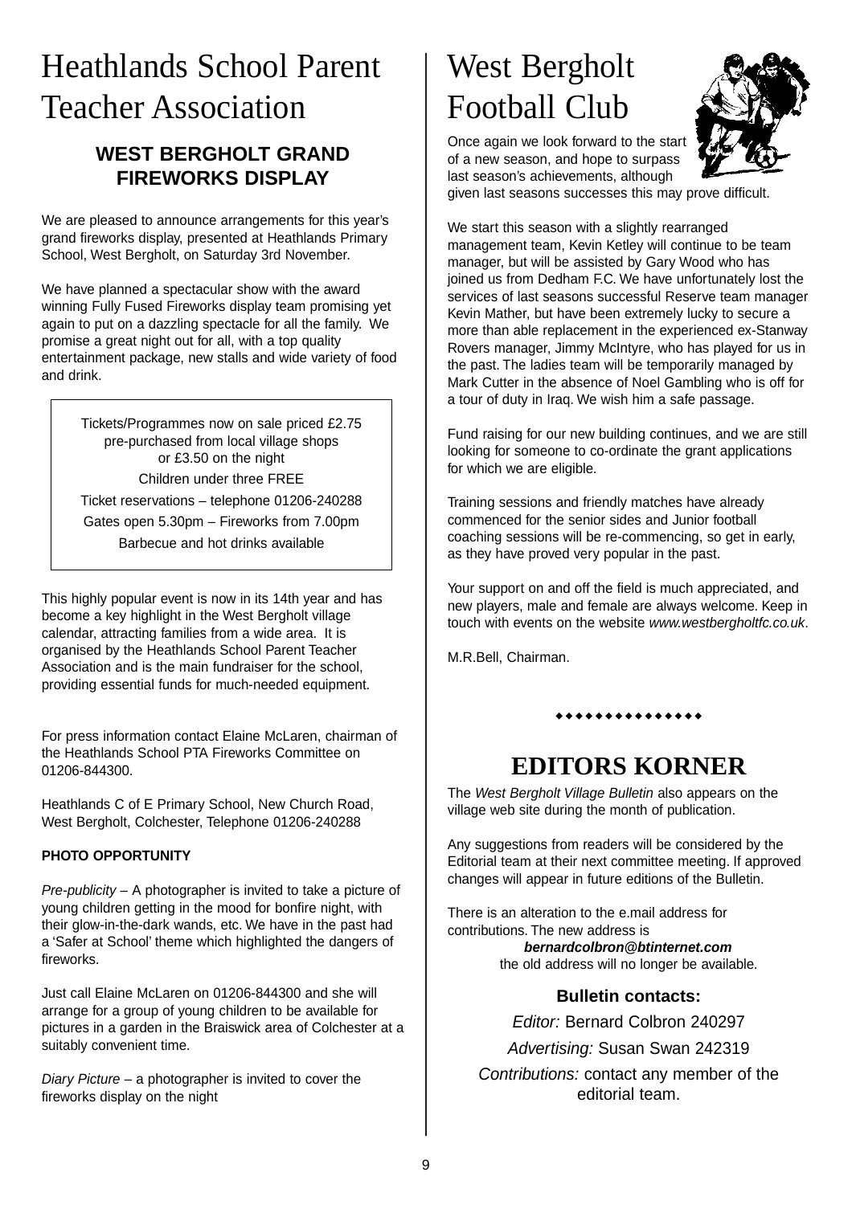# Heathlands School Parent Teacher Association

## WEST BERGHOLT GRAND FIREWORKS DISPLAY

We are pleased to announce arrangements for this year's grand fireworks display, presented at Heathlands Primary School, West Bergholt, on Saturday 3rd November.

We have planned a spectacular show with the award winning Fully Fused Fireworks display team promising yet again to put on a dazzling spectacle for all the family. We promise a great night out for all, with a top quality entertainment package, new stalls and wide variety of food and drink.

Tickets/Programmes now on sale priced £2.75 pre-purchased from local village shops or £3.50 on the night

Children under three FREE

Ticket reservations – telephone 01206-240288

Gates open 5.30pm – Fireworks from 7.00pm

Barbecue and hot drinks available

This highly popular event is now in its 14th year and has become a key highlight in the West Bergholt village calendar, attracting families from a wide area. It is organised by the Heathlands School Parent Teacher Association and is the main fundraiser for the school, providing essential funds for much-needed equipment.

For press information contact Elaine McLaren, chairman of the Heathlands School PTA Fireworks Committee on 01206-844300.

Heathlands C of E Primary School, New Church Road, West Bergholt, Colchester, Telephone 01206-240288

**PHOTO OPPORTUNITY**

*Pre-publicity* – A photographer is invited to take a picture of young children getting in the mood for bonfire night, with their glow-in-the-dark wands, etc. We have in the past had a 'Safer at School' theme which highlighted the dangers of fireworks.

Just call Elaine McLaren on 01206-844300 and she will arrange for a group of young children to be available for pictures in a garden in the Braiswick area of Colchester at a suitably convenient time.

*Diary Picture* – a photographer is invited to cover the fireworks display on the night

# West Bergholt Football Club

Once again we look forward to the start of a new season, and hope to surpass last season's achievements, although given last seasons successes this may prove difficult.

We start this season with a slightly rearranged management team, Kevin Ketley will continue to be team manager, but will be assisted by Gary Wood who has joined us from Dedham F.C. We have unfortunately lost the services of last seasons successful Reserve team manager Kevin Mather, but have been extremely lucky to secure a more than able replacement in the experienced ex-Stanway Rovers manager, Jimmy McIntyre, who has played for us in the past. The ladies team will be temporarily managed by Mark Cutter in the absence of Noel Gambling who is off for a tour of duty in Iraq. We wish him a safe passage.

Fund raising for our new building continues, and we are still looking for someone to co-ordinate the grant applications for which we are eligible.

Training sessions and friendly matches have already commenced for the senior sides and Junior football coaching sessions will be re-commencing, so get in early, as they have proved very popular in the past.

Your support on and off the field is much appreciated, and new players, male and female are always welcome. Keep in touch with events on the website *www.westbergholtfc.co.uk*.

M.R.Bell, Chairman.

◆◆◆◆◆◆◆◆◆◆◆◆◆◆◆

# EDITORS KORNER

The *West Bergholt Village Bulletin* also appears on the village web site during the month of publication.

Any suggestions from readers will be considered by the Editorial team at their next committee meeting. If approved changes will appear in future editions of the Bulletin.

There is an alteration to the e.mail address for contributions. The new address is ***bernardcolbron@btinternet.com*** the old address will no longer be available.

**Bulletin contacts:**

*Editor:* Bernard Colbron 240297

*Advertising:* Susan Swan 242319

*Contributions:* contact any member of the editorial team.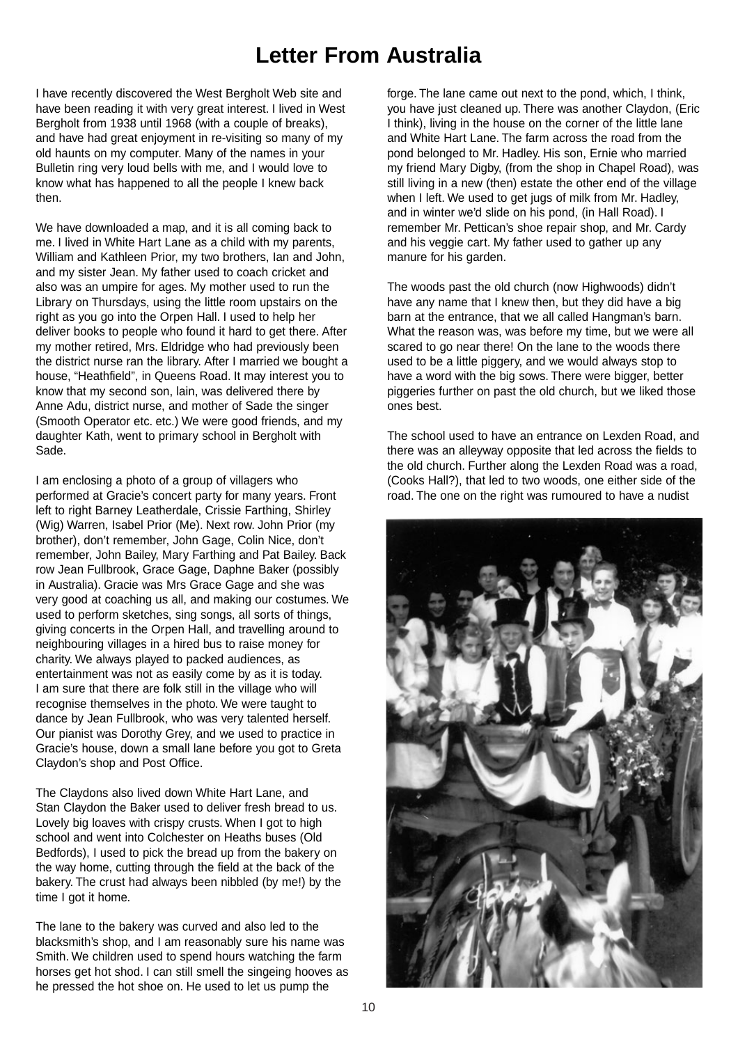# Letter From Australia

I have recently discovered the West Bergholt Web site and have been reading it with very great interest. I lived in West Bergholt from 1938 until 1968 (with a couple of breaks), and have had great enjoyment in re-visiting so many of my old haunts on my computer. Many of the names in your Bulletin ring very loud bells with me, and I would love to know what has happened to all the people I knew back then.

We have downloaded a map, and it is all coming back to me. I lived in White Hart Lane as a child with my parents, William and Kathleen Prior, my two brothers, Ian and John, and my sister Jean. My father used to coach cricket and also was an umpire for ages. My mother used to run the Library on Thursdays, using the little room upstairs on the right as you go into the Orpen Hall. I used to help her deliver books to people who found it hard to get there. After my mother retired, Mrs. Eldridge who had previously been the district nurse ran the library. After I married we bought a house, "Heathfield", in Queens Road. It may interest you to know that my second son, Iain, was delivered there by Anne Adu, district nurse, and mother of Sade the singer (Smooth Operator etc. etc.) We were good friends, and my daughter Kath, went to primary school in Bergholt with Sade.

I am enclosing a photo of a group of villagers who performed at Gracie's concert party for many years. Front left to right Barney Leatherdale, Crissie Farthing, Shirley (Wig) Warren, Isabel Prior (Me). Next row. John Prior (my brother), don't remember, John Gage, Colin Nice, don't remember, John Bailey, Mary Farthing and Pat Bailey. Back row Jean Fullbrook, Grace Gage, Daphne Baker (possibly in Australia). Gracie was Mrs Grace Gage and she was very good at coaching us all, and making our costumes. We used to perform sketches, sing songs, all sorts of things, giving concerts in the Orpen Hall, and travelling around to neighbouring villages in a hired bus to raise money for charity. We always played to packed audiences, as entertainment was not as easily come by as it is today. I am sure that there are folk still in the village who will recognise themselves in the photo. We were taught to dance by Jean Fullbrook, who was very talented herself. Our pianist was Dorothy Grey, and we used to practice in Gracie's house, down a small lane before you got to Greta Claydon's shop and Post Office.

The Claydons also lived down White Hart Lane, and Stan Claydon the Baker used to deliver fresh bread to us. Lovely big loaves with crispy crusts. When I got to high school and went into Colchester on Heaths buses (Old Bedfords), I used to pick the bread up from the bakery on the way home, cutting through the field at the back of the bakery. The crust had always been nibbled (by me!) by the time I got it home.

The lane to the bakery was curved and also led to the blacksmith's shop, and I am reasonably sure his name was Smith. We children used to spend hours watching the farm horses get hot shod. I can still smell the singeing hooves as he pressed the hot shoe on. He used to let us pump the forge. The lane came out next to the pond, which, I think, you have just cleaned up. There was another Claydon, (Eric I think), living in the house on the corner of the little lane and White Hart Lane. The farm across the road from the pond belonged to Mr. Hadley. His son, Ernie who married my friend Mary Digby, (from the shop in Chapel Road), was still living in a new (then) estate the other end of the village when I left. We used to get jugs of milk from Mr. Hadley, and in winter we'd slide on his pond, (in Hall Road). I remember Mr. Pettican's shoe repair shop, and Mr. Cardy and his veggie cart. My father used to gather up any manure for his garden.

The woods past the old church (now Highwoods) didn't have any name that I knew then, but they did have a big barn at the entrance, that we all called Hangman's barn. What the reason was, was before my time, but we were all scared to go near there! On the lane to the woods there used to be a little piggery, and we would always stop to have a word with the big sows. There were bigger, better piggeries further on past the old church, but we liked those ones best.

The school used to have an entrance on Lexden Road, and there was an alleyway opposite that led across the fields to the old church. Further along the Lexden Road was a road, (Cooks Hall?), that led to two woods, one either side of the road. The one on the right was rumoured to have a nudist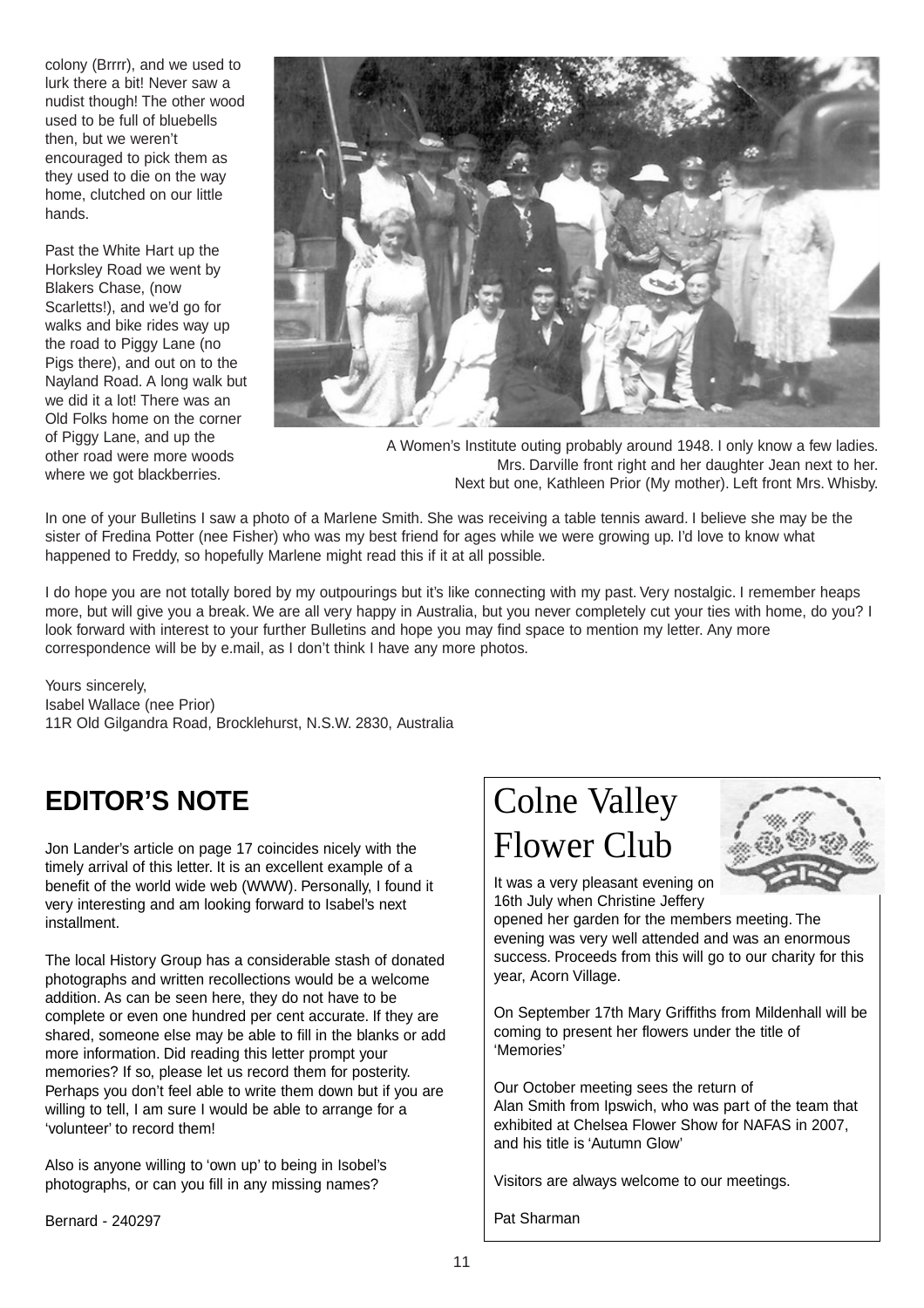colony (Brrrr), and we used to lurk there a bit! Never saw a nudist though! The other wood used to be full of bluebells then, but we weren't encouraged to pick them as they used to die on the way home, clutched on our little hands.

Past the White Hart up the Horksley Road we went by Blakers Chase, (now Scarletts!), and we'd go for walks and bike rides way up the road to Piggy Lane (no Pigs there), and out on to the Nayland Road. A long walk but we did it a lot! There was an Old Folks home on the corner of Piggy Lane, and up the other road were more woods where we got blackberries.

A Women's Institute outing probably around 1948. I only know a few ladies. Mrs. Darville front right and her daughter Jean next to her. Next but one, Kathleen Prior (My mother). Left front Mrs. Whisby.

In one of your Bulletins I saw a photo of a Marlene Smith. She was receiving a table tennis award. I believe she may be the sister of Fredina Potter (nee Fisher) who was my best friend for ages while we were growing up. I'd love to know what happened to Freddy, so hopefully Marlene might read this if it at all possible.

I do hope you are not totally bored by my outpourings but it's like connecting with my past. Very nostalgic. I remember heaps more, but will give you a break. We are all very happy in Australia, but you never completely cut your ties with home, do you? I look forward with interest to your further Bulletins and hope you may find space to mention my letter. Any more correspondence will be by e.mail, as I don't think I have any more photos.

Yours sincerely,
Isabel Wallace (nee Prior)
11R Old Gilgandra Road, Brocklehurst, N.S.W. 2830, Australia

## EDITOR'S NOTE

Jon Lander's article on page 17 coincides nicely with the timely arrival of this letter. It is an excellent example of a benefit of the world wide web (WWW). Personally, I found it very interesting and am looking forward to Isabel's next installment.

The local History Group has a considerable stash of donated photographs and written recollections would be a welcome addition. As can be seen here, they do not have to be complete or even one hundred per cent accurate. If they are shared, someone else may be able to fill in the blanks or add more information. Did reading this letter prompt your memories? If so, please let us record them for posterity. Perhaps you don't feel able to write them down but if you are willing to tell, I am sure I would be able to arrange for a 'volunteer' to record them!

Also is anyone willing to 'own up' to being in Isobel's photographs, or can you fill in any missing names?

Bernard - 240297

## Colne Valley Flower Club

It was a very pleasant evening on 16th July when Christine Jeffery opened her garden for the members meeting. The evening was very well attended and was an enormous success. Proceeds from this will go to our charity for this year, Acorn Village.

On September 17th Mary Griffiths from Mildenhall will be coming to present her flowers under the title of 'Memories'

Our October meeting sees the return of Alan Smith from Ipswich, who was part of the team that exhibited at Chelsea Flower Show for NAFAS in 2007, and his title is 'Autumn Glow'

Visitors are always welcome to our meetings.

Pat Sharman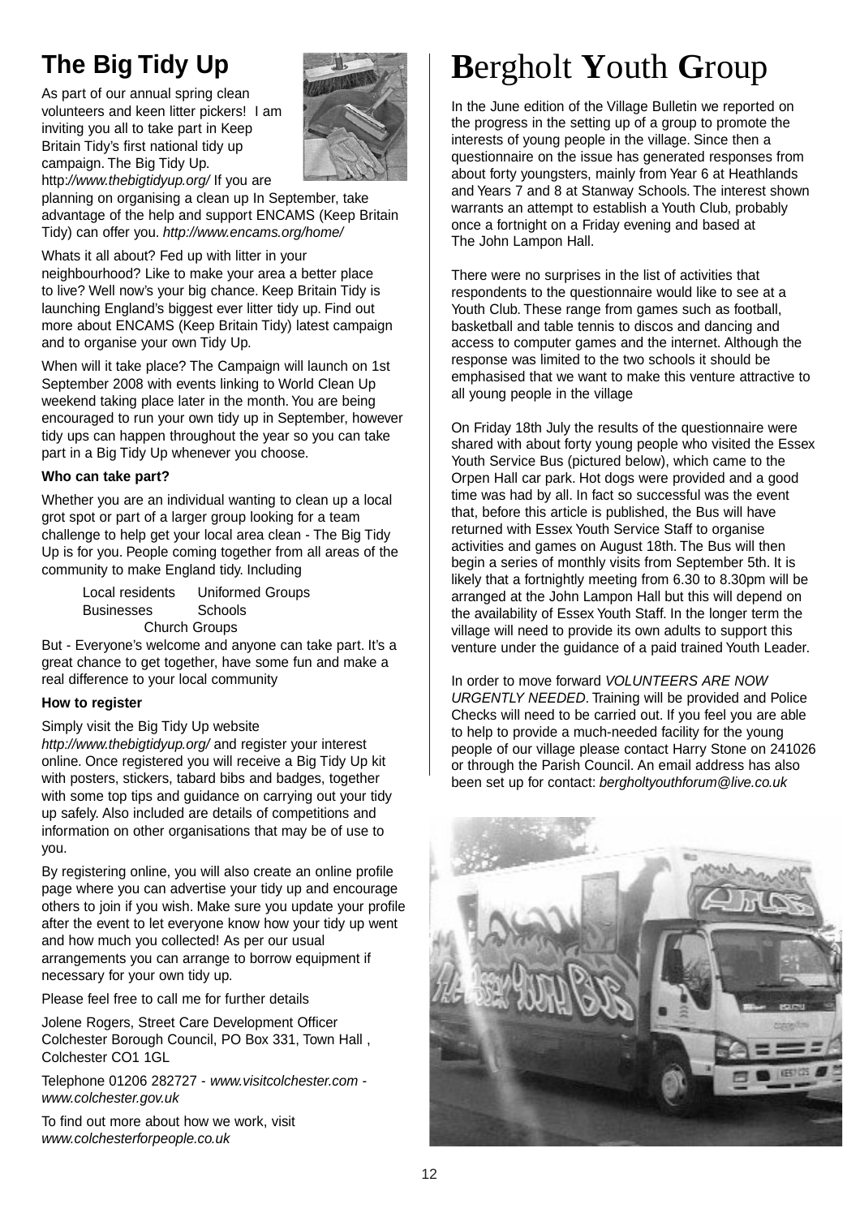## The Big Tidy Up

As part of our annual spring clean volunteers and keen litter pickers! I am inviting you all to take part in Keep Britain Tidy's first national tidy up campaign. The Big Tidy Up. http://www.thebigtidyup.org/ If you are planning on organising a clean up In September, take advantage of the help and support ENCAMS (Keep Britain Tidy) can offer you. *http://www.encams.org/home/*

Whats it all about? Fed up with litter in your neighbourhood? Like to make your area a better place to live? Well now's your big chance. Keep Britain Tidy is launching England's biggest ever litter tidy up. Find out more about ENCAMS (Keep Britain Tidy) latest campaign and to organise your own Tidy Up.

When will it take place? The Campaign will launch on 1st September 2008 with events linking to World Clean Up weekend taking place later in the month. You are being encouraged to run your own tidy up in September, however tidy ups can happen throughout the year so you can take part in a Big Tidy Up whenever you choose.

**Who can take part?**

Whether you are an individual wanting to clean up a local grot spot or part of a larger group looking for a team challenge to help get your local area clean - The Big Tidy Up is for you. People coming together from all areas of the community to make England tidy. Including

Local residents    Uniformed Groups
Businesses    Schools
Church Groups

But - Everyone's welcome and anyone can take part. It's a great chance to get together, have some fun and make a real difference to your local community

**How to register**

Simply visit the Big Tidy Up website *http://www.thebigtidyup.org/* and register your interest online. Once registered you will receive a Big Tidy Up kit with posters, stickers, tabard bibs and badges, together with some top tips and guidance on carrying out your tidy up safely. Also included are details of competitions and information on other organisations that may be of use to you.

By registering online, you will also create an online profile page where you can advertise your tidy up and encourage others to join if you wish. Make sure you update your profile after the event to let everyone know how your tidy up went and how much you collected! As per our usual arrangements you can arrange to borrow equipment if necessary for your own tidy up.

Please feel free to call me for further details

Jolene Rogers, Street Care Development Officer
Colchester Borough Council, PO Box 331, Town Hall , Colchester CO1 1GL

Telephone 01206 282727 - *www.visitcolchester.com* - *www.colchester.gov.uk*

To find out more about how we work, visit *www.colchesterforpeople.co.uk*

## Bergholt Youth Group

In the June edition of the Village Bulletin we reported on the progress in the setting up of a group to promote the interests of young people in the village. Since then a questionnaire on the issue has generated responses from about forty youngsters, mainly from Year 6 at Heathlands and Years 7 and 8 at Stanway Schools. The interest shown warrants an attempt to establish a Youth Club, probably once a fortnight on a Friday evening and based at The John Lampon Hall.

There were no surprises in the list of activities that respondents to the questionnaire would like to see at a Youth Club. These range from games such as football, basketball and table tennis to discos and dancing and access to computer games and the internet. Although the response was limited to the two schools it should be emphasised that we want to make this venture attractive to all young people in the village

On Friday 18th July the results of the questionnaire were shared with about forty young people who visited the Essex Youth Service Bus (pictured below), which came to the Orpen Hall car park. Hot dogs were provided and a good time was had by all. In fact so successful was the event that, before this article is published, the Bus will have returned with Essex Youth Service Staff to organise activities and games on August 18th. The Bus will then begin a series of monthly visits from September 5th. It is likely that a fortnightly meeting from 6.30 to 8.30pm will be arranged at the John Lampon Hall but this will depend on the availability of Essex Youth Staff. In the longer term the village will need to provide its own adults to support this venture under the guidance of a paid trained Youth Leader.

In order to move forward *VOLUNTEERS ARE NOW URGENTLY NEEDED*. Training will be provided and Police Checks will need to be carried out. If you feel you are able to help to provide a much-needed facility for the young people of our village please contact Harry Stone on 241026 or through the Parish Council. An email address has also been set up for contact: *bergholtyouthforum@live.co.uk*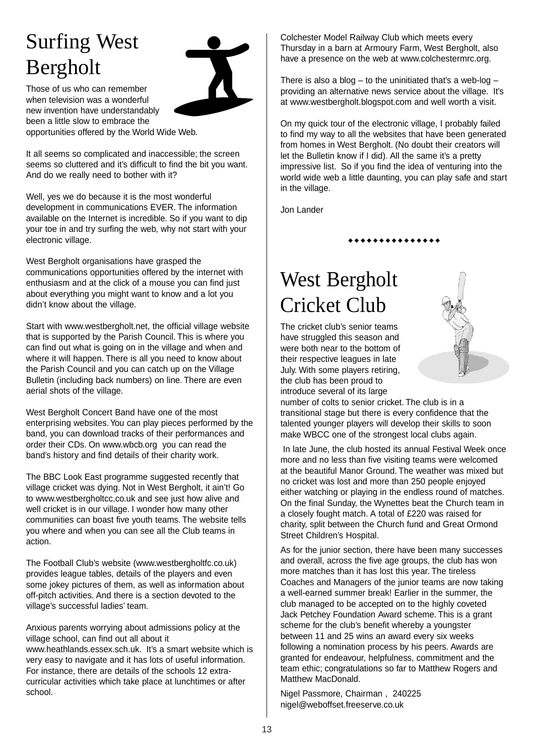# Surfing West Bergholt

Those of us who can remember when television was a wonderful new invention have understandably been a little slow to embrace the opportunities offered by the World Wide Web.

It all seems so complicated and inaccessible; the screen seems so cluttered and it's difficult to find the bit you want. And do we really need to bother with it?

Well, yes we do because it is the most wonderful development in communications EVER. The information available on the Internet is incredible. So if you want to dip your toe in and try surfing the web, why not start with your electronic village.

West Bergholt organisations have grasped the communications opportunities offered by the internet with enthusiasm and at the click of a mouse you can find just about everything you might want to know and a lot you didn't know about the village.

Start with www.westbergholt.net, the official village website that is supported by the Parish Council. This is where you can find out what is going on in the village and when and where it will happen. There is all you need to know about the Parish Council and you can catch up on the Village Bulletin (including back numbers) on line. There are even aerial shots of the village.

West Bergholt Concert Band have one of the most enterprising websites. You can play pieces performed by the band, you can download tracks of their performances and order their CDs. On www.wbcb.org you can read the band's history and find details of their charity work.

The BBC Look East programme suggested recently that village cricket was dying. Not in West Bergholt, it ain't! Go to www.westbergholtcc.co.uk and see just how alive and well cricket is in our village. I wonder how many other communities can boast five youth teams. The website tells you where and when you can see all the Club teams in action.

The Football Club's website (www.westbergholtfc.co.uk) provides league tables, details of the players and even some jokey pictures of them, as well as information about off-pitch activities. And there is a section devoted to the village's successful ladies' team.

Anxious parents worrying about admissions policy at the village school, can find out all about it www.heathlands.essex.sch.uk. It's a smart website which is very easy to navigate and it has lots of useful information. For instance, there are details of the schools 12 extra-curricular activities which take place at lunchtimes or after school.

Colchester Model Railway Club which meets every Thursday in a barn at Armoury Farm, West Bergholt, also have a presence on the web at www.colchestermrc.org.

There is also a blog – to the uninitiated that's a web-log – providing an alternative news service about the village. It's at www.westbergholt.blogspot.com and well worth a visit.

On my quick tour of the electronic village, I probably failed to find my way to all the websites that have been generated from homes in West Bergholt. (No doubt their creators will let the Bulletin know if I did). All the same it's a pretty impressive list. So if you find the idea of venturing into the world wide web a little daunting, you can play safe and start in the village.

Jon Lander

♦♦♦♦♦♦♦♦♦♦♦♦♦♦♦

# West Bergholt Cricket Club

The cricket club's senior teams have struggled this season and were both near to the bottom of their respective leagues in late July. With some players retiring, the club has been proud to introduce several of its large number of colts to senior cricket. The club is in a transitional stage but there is every confidence that the talented younger players will develop their skills to soon make WBCC one of the strongest local clubs again.

In late June, the club hosted its annual Festival Week once more and no less than five visiting teams were welcomed at the beautiful Manor Ground. The weather was mixed but no cricket was lost and more than 250 people enjoyed either watching or playing in the endless round of matches. On the final Sunday, the Wynettes beat the Church team in a closely fought match. A total of £220 was raised for charity, split between the Church fund and Great Ormond Street Children's Hospital.

As for the junior section, there have been many successes and overall, across the five age groups, the club has won more matches than it has lost this year. The tireless Coaches and Managers of the junior teams are now taking a well-earned summer break! Earlier in the summer, the club managed to be accepted on to the highly coveted Jack Petchey Foundation Award scheme. This is a grant scheme for the club's benefit whereby a youngster between 11 and 25 wins an award every six weeks following a nomination process by his peers. Awards are granted for endeavour, helpfulness, commitment and the team ethic; congratulations so far to Matthew Rogers and Matthew MacDonald.

Nigel Passmore, Chairman , 240225
nigel@weboffset.freeserve.co.uk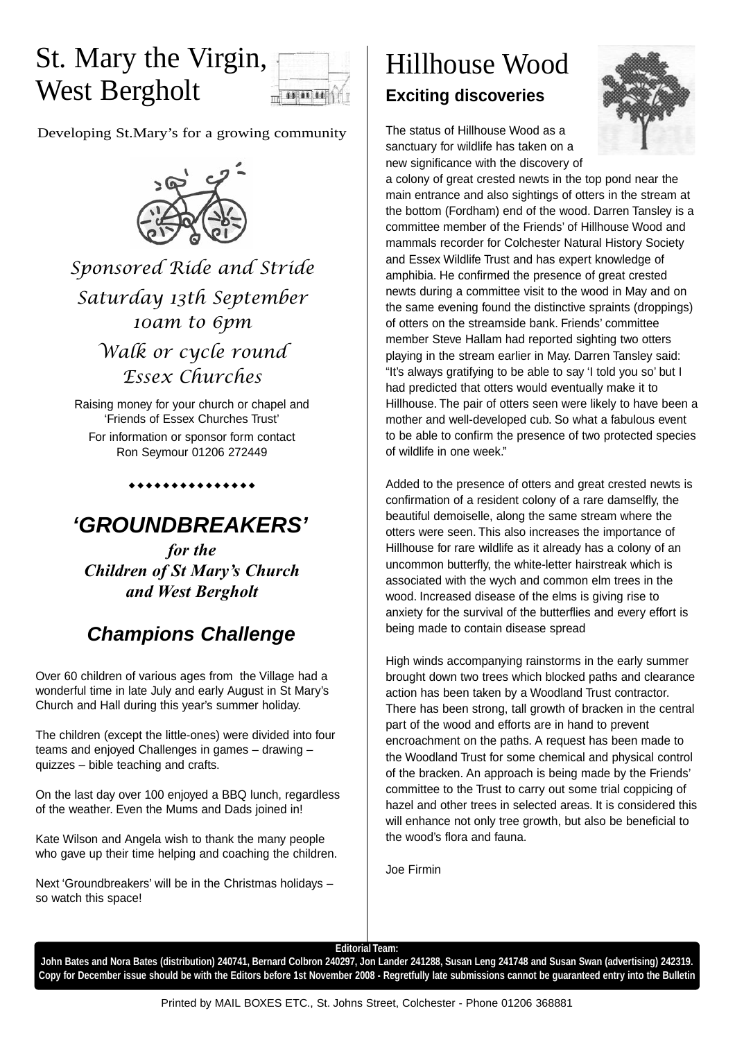# St. Mary the Virgin, West Bergholt

Developing St.Mary's for a growing community

*Sponsored Ride and Stride*

*Saturday 13th September*
*10am to 6pm*

*Walk or cycle round*
*Essex Churches*

Raising money for your church or chapel and 'Friends of Essex Churches Trust'

For information or sponsor form contact
Ron Seymour 01206 272449

◆◆◆◆◆◆◆◆◆◆◆◆◆◆◆

## *'GROUNDBREAKERS'*

***for the***
***Children of St Mary's Church***
***and West Bergholt***

### *Champions Challenge*

Over 60 children of various ages from the Village had a wonderful time in late July and early August in St Mary's Church and Hall during this year's summer holiday.

The children (except the little-ones) were divided into four teams and enjoyed Challenges in games – drawing – quizzes – bible teaching and crafts.

On the last day over 100 enjoyed a BBQ lunch, regardless of the weather. Even the Mums and Dads joined in!

Kate Wilson and Angela wish to thank the many people who gave up their time helping and coaching the children.

Next 'Groundbreakers' will be in the Christmas holidays – so watch this space!

# Hillhouse Wood

## Exciting discoveries

The status of Hillhouse Wood as a sanctuary for wildlife has taken on a new significance with the discovery of a colony of great crested newts in the top pond near the main entrance and also sightings of otters in the stream at the bottom (Fordham) end of the wood. Darren Tansley is a committee member of the Friends' of Hillhouse Wood and mammals recorder for Colchester Natural History Society and Essex Wildlife Trust and has expert knowledge of amphibia. He confirmed the presence of great crested newts during a committee visit to the wood in May and on the same evening found the distinctive spraints (droppings) of otters on the streamside bank. Friends' committee member Steve Hallam had reported sighting two otters playing in the stream earlier in May. Darren Tansley said: "It's always gratifying to be able to say 'I told you so' but I had predicted that otters would eventually make it to Hillhouse. The pair of otters seen were likely to have been a mother and well-developed cub. So what a fabulous event to be able to confirm the presence of two protected species of wildlife in one week."

Added to the presence of otters and great crested newts is confirmation of a resident colony of a rare damselfly, the beautiful demoiselle, along the same stream where the otters were seen. This also increases the importance of Hillhouse for rare wildlife as it already has a colony of an uncommon butterfly, the white-letter hairstreak which is associated with the wych and common elm trees in the wood. Increased disease of the elms is giving rise to anxiety for the survival of the butterflies and every effort is being made to contain disease spread

High winds accompanying rainstorms in the early summer brought down two trees which blocked paths and clearance action has been taken by a Woodland Trust contractor. There has been strong, tall growth of bracken in the central part of the wood and efforts are in hand to prevent encroachment on the paths. A request has been made to the Woodland Trust for some chemical and physical control of the bracken. An approach is being made by the Friends' committee to the Trust to carry out some trial coppicing of hazel and other trees in selected areas. It is considered this will enhance not only tree growth, but also be beneficial to the wood's flora and fauna.

Joe Firmin

**Editorial Team:**
**John Bates and Nora Bates (distribution) 240741, Bernard Colbron 240297, Jon Lander 241288, Susan Leng 241748 and Susan Swan (advertising) 242319.**
**Copy for December issue should be with the Editors before 1st November 2008 - Regretfully late submissions cannot be guaranteed entry into the Bulletin**

Printed by MAIL BOXES ETC., St. Johns Street, Colchester - Phone 01206 368881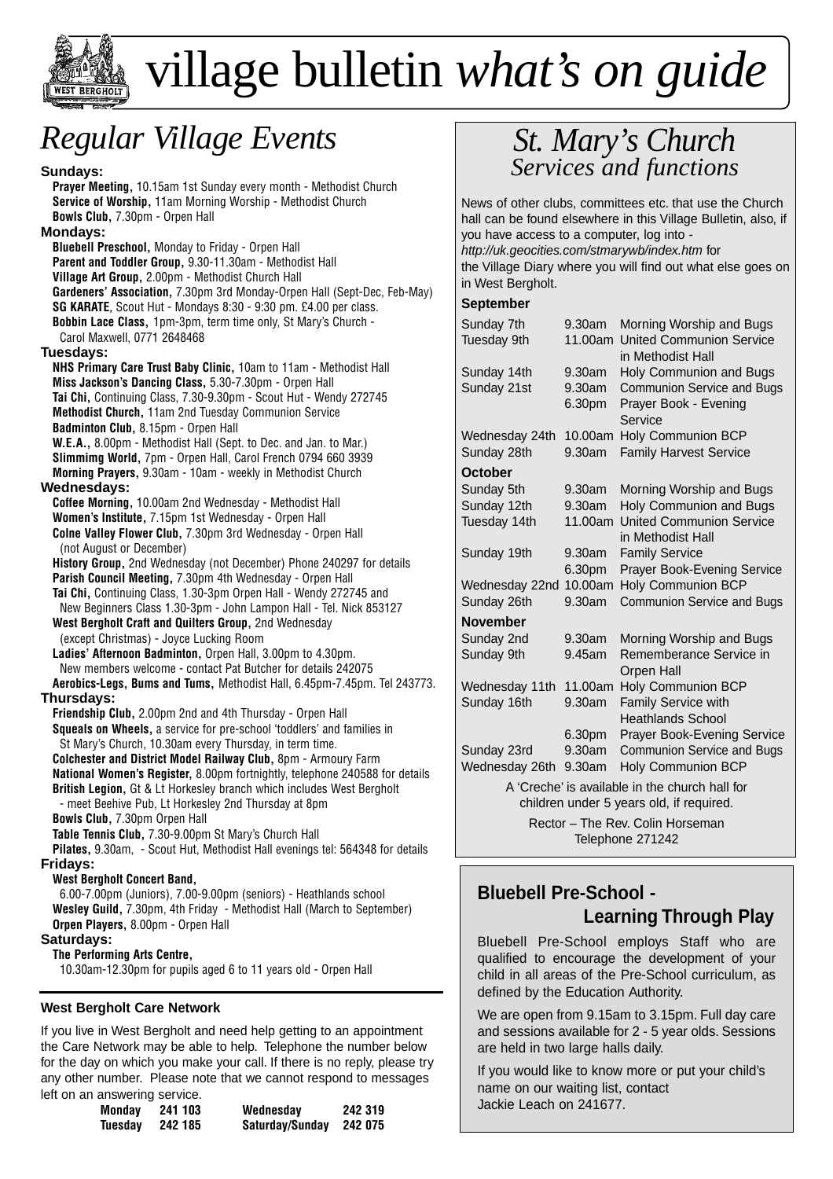# village bulletin *what's on guide*

## *Regular Village Events*

**Sundays:**

**Prayer Meeting,** 10.15am 1st Sunday every month - Methodist Church
**Service of Worship,** 11am Morning Worship - Methodist Church
**Bowls Club,** 7.30pm - Orpen Hall

**Mondays:**

**Bluebell Preschool,** Monday to Friday - Orpen Hall
**Parent and Toddler Group,** 9.30-11.30am - Methodist Hall
**Village Art Group,** 2.00pm - Methodist Church Hall
**Gardeners' Association,** 7.30pm 3rd Monday-Orpen Hall (Sept-Dec, Feb-May)
**SG KARATE**, Scout Hut - Mondays 8:30 - 9:30 pm. £4.00 per class.
**Bobbin Lace Class,** 1pm-3pm, term time only, St Mary's Church - Carol Maxwell, 0771 2648468

**Tuesdays:**

**NHS Primary Care Trust Baby Clinic,** 10am to 11am - Methodist Hall
**Miss Jackson's Dancing Class,** 5.30-7.30pm - Orpen Hall
**Tai Chi,** Continuing Class, 7.30-9.30pm - Scout Hut - Wendy 272745
**Methodist Church,** 11am 2nd Tuesday Communion Service
**Badminton Club,** 8.15pm - Orpen Hall
**W.E.A.,** 8.00pm - Methodist Hall (Sept. to Dec. and Jan. to Mar.)
**Slimmimg World,** 7pm - Orpen Hall, Carol French 0794 660 3939
**Morning Prayers,** 9.30am - 10am - weekly in Methodist Church

**Wednesdays:**

**Coffee Morning,** 10.00am 2nd Wednesday - Methodist Hall
**Women's Institute,** 7.15pm 1st Wednesday - Orpen Hall
**Colne Valley Flower Club,** 7.30pm 3rd Wednesday - Orpen Hall (not August or December)
**History Group,** 2nd Wednesday (not December) Phone 240297 for details
**Parish Council Meeting,** 7.30pm 4th Wednesday - Orpen Hall
**Tai Chi,** Continuing Class, 1.30-3pm Orpen Hall - Wendy 272745 and New Beginners Class 1.30-3pm - John Lampon Hall - Tel. Nick 853127
**West Bergholt Craft and Quilters Group,** 2nd Wednesday (except Christmas) - Joyce Lucking Room
**Ladies' Afternoon Badminton,** Orpen Hall, 3.00pm to 4.30pm. New members welcome - contact Pat Butcher for details 242075
**Aerobics-Legs, Bums and Tums,** Methodist Hall, 6.45pm-7.45pm. Tel 243773.

**Thursdays:**

**Friendship Club,** 2.00pm 2nd and 4th Thursday - Orpen Hall
**Squeals on Wheels,** a service for pre-school 'toddlers' and families in St Mary's Church, 10.30am every Thursday, in term time.
**Colchester and District Model Railway Club,** 8pm - Armoury Farm
**National Women's Register,** 8.00pm fortnightly, telephone 240588 for details
**British Legion,** Gt & Lt Horkesley branch which includes West Bergholt - meet Beehive Pub, Lt Horkesley 2nd Thursday at 8pm
**Bowls Club,** 7.30pm Orpen Hall
**Table Tennis Club,** 7.30-9.00pm St Mary's Church Hall
**Pilates,** 9.30am, - Scout Hut, Methodist Hall evenings tel: 564348 for details

**Fridays:**

**West Bergholt Concert Band,** 6.00-7.00pm (Juniors), 7.00-9.00pm (seniors) - Heathlands school
**Wesley Guild,** 7.30pm, 4th Friday - Methodist Hall (March to September)
**Orpen Players,** 8.00pm - Orpen Hall

**Saturdays:**

**The Performing Arts Centre,** 10.30am-12.30pm for pupils aged 6 to 11 years old - Orpen Hall

### West Bergholt Care Network

If you live in West Bergholt and need help getting to an appointment the Care Network may be able to help. Telephone the number below for the day on which you make your call. If there is no reply, please try any other number. Please note that we cannot respond to messages left on an answering service.

| | | | |
|---|---|---|---|
| **Monday** | **241 103** | **Wednesday** | **242 319** |
| **Tuesday** | **242 185** | **Saturday/Sunday** | **242 075** |

## *St. Mary's Church*
### *Services and functions*

News of other clubs, committees etc. that use the Church hall can be found elsewhere in this Village Bulletin, also, if you have access to a computer, log into - *http://uk.geocities.com/stmarywb/index.htm* for the Village Diary where you will find out what else goes on in West Bergholt.

| | | |
|---|---|---|
| **September** | | |
| Sunday 7th | 9.30am | Morning Worship and Bugs |
| Tuesday 9th | 11.00am | United Communion Service in Methodist Hall |
| Sunday 14th | 9.30am | Holy Communion and Bugs |
| Sunday 21st | 9.30am | Communion Service and Bugs |
| | 6.30pm | Prayer Book - Evening Service |
| Wednesday 24th | 10.00am | Holy Communion BCP |
| Sunday 28th | 9.30am | Family Harvest Service |
| **October** | | |
| Sunday 5th | 9.30am | Morning Worship and Bugs |
| Sunday 12th | 9.30am | Holy Communion and Bugs |
| Tuesday 14th | 11.00am | United Communion Service in Methodist Hall |
| Sunday 19th | 9.30am | Family Service |
| | 6.30pm | Prayer Book-Evening Service |
| Wednesday 22nd | 10.00am | Holy Communion BCP |
| Sunday 26th | 9.30am | Communion Service and Bugs |
| **November** | | |
| Sunday 2nd | 9.30am | Morning Worship and Bugs |
| Sunday 9th | 9.45am | Rememberance Service in Orpen Hall |
| Wednesday 11th | 11.00am | Holy Communion BCP |
| Sunday 16th | 9.30am | Family Service with Heathlands School |
| | 6.30pm | Prayer Book-Evening Service |
| Sunday 23rd | 9.30am | Communion Service and Bugs |
| Wednesday 26th | 9.30am | Holy Communion BCP |

A 'Creche' is available in the church hall for children under 5 years old, if required.

Rector – The Rev. Colin Horseman
Telephone 271242

## Bluebell Pre-School - Learning Through Play

Bluebell Pre-School employs Staff who are qualified to encourage the development of your child in all areas of the Pre-School curriculum, as defined by the Education Authority.

We are open from 9.15am to 3.15pm. Full day care and sessions available for 2 - 5 year olds. Sessions are held in two large halls daily.

If you would like to know more or put your child's name on our waiting list, contact Jackie Leach on 241677.